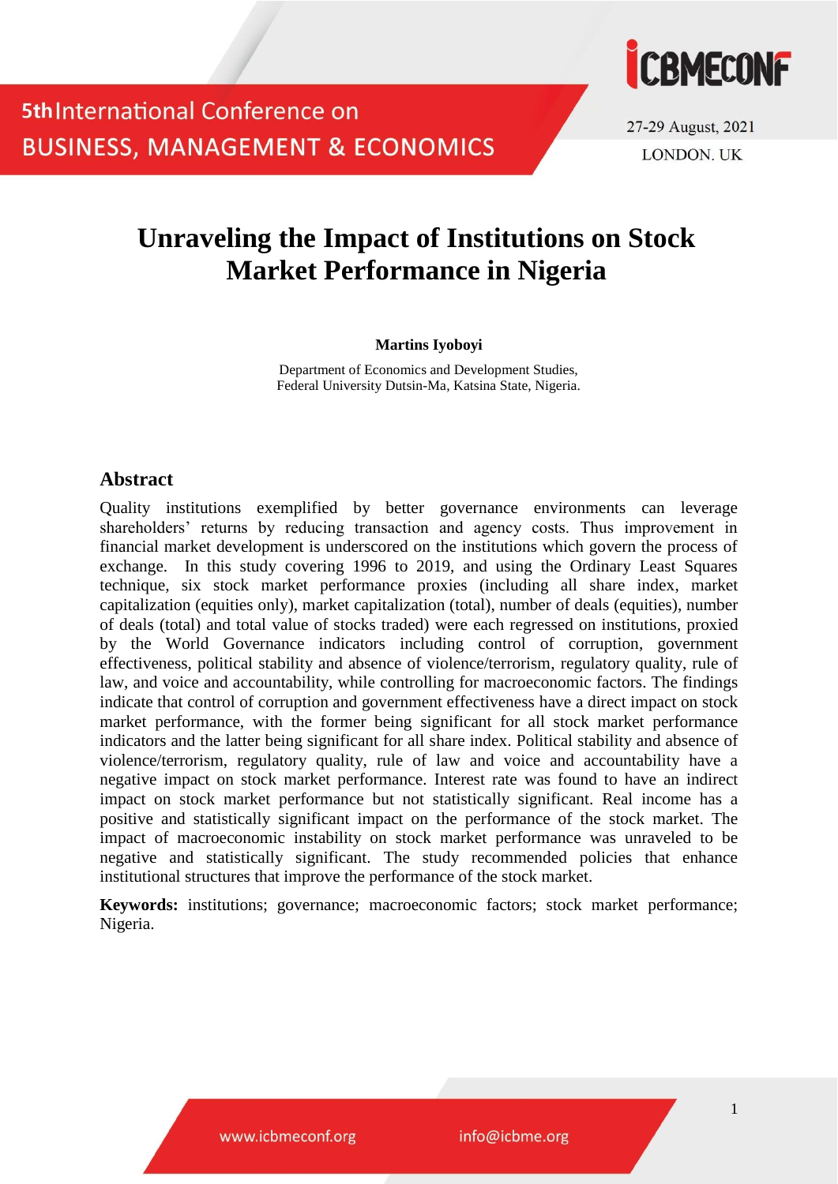# Unraveling the Impact of Institutions on Stock Market Performance in Nigeria

**Martins Iyoboyi**

Department of Economics and Development Studies,
Federal University Dutsin-Ma, Katsina State, Nigeria.

## Abstract

Quality institutions exemplified by better governance environments can leverage shareholders' returns by reducing transaction and agency costs. Thus improvement in financial market development is underscored on the institutions which govern the process of exchange. In this study covering 1996 to 2019, and using the Ordinary Least Squares technique, six stock market performance proxies (including all share index, market capitalization (equities only), market capitalization (total), number of deals (equities), number of deals (total) and total value of stocks traded) were each regressed on institutions, proxied by the World Governance indicators including control of corruption, government effectiveness, political stability and absence of violence/terrorism, regulatory quality, rule of law, and voice and accountability, while controlling for macroeconomic factors. The findings indicate that control of corruption and government effectiveness have a direct impact on stock market performance, with the former being significant for all stock market performance indicators and the latter being significant for all share index. Political stability and absence of violence/terrorism, regulatory quality, rule of law and voice and accountability have a negative impact on stock market performance. Interest rate was found to have an indirect impact on stock market performance but not statistically significant. Real income has a positive and statistically significant impact on the performance of the stock market. The impact of macroeconomic instability on stock market performance was unraveled to be negative and statistically significant. The study recommended policies that enhance institutional structures that improve the performance of the stock market.

**Keywords:** institutions; governance; macroeconomic factors; stock market performance; Nigeria.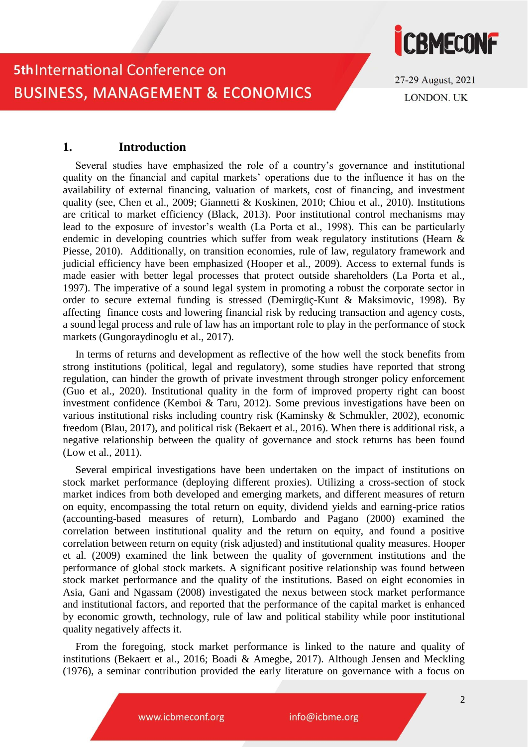## 1. Introduction

Several studies have emphasized the role of a country's governance and institutional quality on the financial and capital markets' operations due to the influence it has on the availability of external financing, valuation of markets, cost of financing, and investment quality (see, Chen et al., 2009; Giannetti & Koskinen, 2010; Chiou et al., 2010). Institutions are critical to market efficiency (Black, 2013). Poor institutional control mechanisms may lead to the exposure of investor's wealth (La Porta et al., 1998). This can be particularly endemic in developing countries which suffer from weak regulatory institutions (Hearn & Piesse, 2010). Additionally, on transition economies, rule of law, regulatory framework and judicial efficiency have been emphasized (Hooper et al., 2009). Access to external funds is made easier with better legal processes that protect outside shareholders (La Porta et al., 1997). The imperative of a sound legal system in promoting a robust the corporate sector in order to secure external funding is stressed (Demirgüç-Kunt & Maksimovic, 1998). By affecting finance costs and lowering financial risk by reducing transaction and agency costs, a sound legal process and rule of law has an important role to play in the performance of stock markets (Gungoraydinoglu et al., 2017).

In terms of returns and development as reflective of the how well the stock benefits from strong institutions (political, legal and regulatory), some studies have reported that strong regulation, can hinder the growth of private investment through stronger policy enforcement (Guo et al., 2020). Institutional quality in the form of improved property right can boost investment confidence (Kemboi & Taru, 2012). Some previous investigations have been on various institutional risks including country risk (Kaminsky & Schmukler, 2002), economic freedom (Blau, 2017), and political risk (Bekaert et al., 2016). When there is additional risk, a negative relationship between the quality of governance and stock returns has been found (Low et al., 2011).

Several empirical investigations have been undertaken on the impact of institutions on stock market performance (deploying different proxies). Utilizing a cross-section of stock market indices from both developed and emerging markets, and different measures of return on equity, encompassing the total return on equity, dividend yields and earning-price ratios (accounting-based measures of return), Lombardo and Pagano (2000) examined the correlation between institutional quality and the return on equity, and found a positive correlation between return on equity (risk adjusted) and institutional quality measures. Hooper et al. (2009) examined the link between the quality of government institutions and the performance of global stock markets. A significant positive relationship was found between stock market performance and the quality of the institutions. Based on eight economies in Asia, Gani and Ngassam (2008) investigated the nexus between stock market performance and institutional factors, and reported that the performance of the capital market is enhanced by economic growth, technology, rule of law and political stability while poor institutional quality negatively affects it.

From the foregoing, stock market performance is linked to the nature and quality of institutions (Bekaert et al., 2016; Boadi & Amegbe, 2017). Although Jensen and Meckling (1976), a seminar contribution provided the early literature on governance with a focus on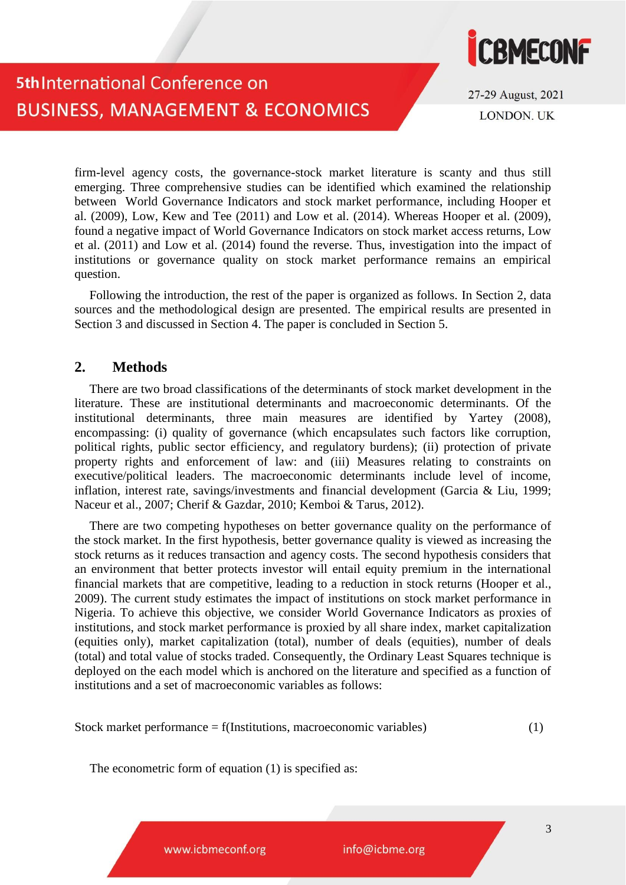firm-level agency costs, the governance-stock market literature is scanty and thus still emerging. Three comprehensive studies can be identified which examined the relationship between World Governance Indicators and stock market performance, including Hooper et al. (2009), Low, Kew and Tee (2011) and Low et al. (2014). Whereas Hooper et al. (2009), found a negative impact of World Governance Indicators on stock market access returns, Low et al. (2011) and Low et al. (2014) found the reverse. Thus, investigation into the impact of institutions or governance quality on stock market performance remains an empirical question.

Following the introduction, the rest of the paper is organized as follows. In Section 2, data sources and the methodological design are presented. The empirical results are presented in Section 3 and discussed in Section 4. The paper is concluded in Section 5.

## 2. Methods

There are two broad classifications of the determinants of stock market development in the literature. These are institutional determinants and macroeconomic determinants. Of the institutional determinants, three main measures are identified by Yartey (2008), encompassing: (i) quality of governance (which encapsulates such factors like corruption, political rights, public sector efficiency, and regulatory burdens); (ii) protection of private property rights and enforcement of law: and (iii) Measures relating to constraints on executive/political leaders. The macroeconomic determinants include level of income, inflation, interest rate, savings/investments and financial development (Garcia & Liu, 1999; Naceur et al., 2007; Cherif & Gazdar, 2010; Kemboi & Tarus, 2012).

There are two competing hypotheses on better governance quality on the performance of the stock market. In the first hypothesis, better governance quality is viewed as increasing the stock returns as it reduces transaction and agency costs. The second hypothesis considers that an environment that better protects investor will entail equity premium in the international financial markets that are competitive, leading to a reduction in stock returns (Hooper et al., 2009). The current study estimates the impact of institutions on stock market performance in Nigeria. To achieve this objective, we consider World Governance Indicators as proxies of institutions, and stock market performance is proxied by all share index, market capitalization (equities only), market capitalization (total), number of deals (equities), number of deals (total) and total value of stocks traded. Consequently, the Ordinary Least Squares technique is deployed on the each model which is anchored on the literature and specified as a function of institutions and a set of macroeconomic variables as follows:

$$\text{Stock market performance} = f(\text{Institutions, macroeconomic variables}) \tag{1}$$

The econometric form of equation (1) is specified as: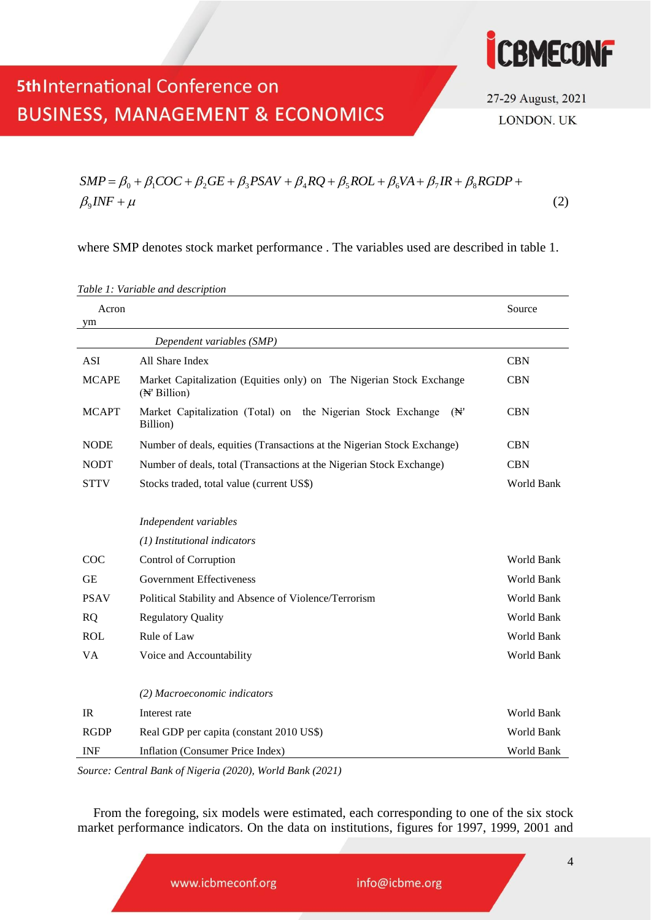$$SMP = \beta_0 + \beta_1 COC + \beta_2 GE + \beta_3 PSAV + \beta_4 RQ + \beta_5 ROL + \beta_6 VA + \beta_7 IR + \beta_8 RGDP + \beta_9 INF + \mu \quad (2)$$

where SMP denotes stock market performance . The variables used are described in table 1.

*Table 1: Variable and description*

| Acronym | | Source |
|---|---|---|
| | *Dependent variables (SMP)* | |
| ASI | All Share Index | CBN |
| MCAPE | Market Capitalization (Equities only) on The Nigerian Stock Exchange (₦' Billion) | CBN |
| MCAPT | Market Capitalization (Total) on the Nigerian Stock Exchange (₦' Billion) | CBN |
| NODE | Number of deals, equities (Transactions at the Nigerian Stock Exchange) | CBN |
| NODT | Number of deals, total (Transactions at the Nigerian Stock Exchange) | CBN |
| STTV | Stocks traded, total value (current US$) | World Bank |
| | *Independent variables* | |
| | *(1) Institutional indicators* | |
| COC | Control of Corruption | World Bank |
| GE | Government Effectiveness | World Bank |
| PSAV | Political Stability and Absence of Violence/Terrorism | World Bank |
| RQ | Regulatory Quality | World Bank |
| ROL | Rule of Law | World Bank |
| VA | Voice and Accountability | World Bank |
| | *(2) Macroeconomic indicators* | |
| IR | Interest rate | World Bank |
| RGDP | Real GDP per capita (constant 2010 US$) | World Bank |
| INF | Inflation (Consumer Price Index) | World Bank |

*Source: Central Bank of Nigeria (2020), World Bank (2021)*

From the foregoing, six models were estimated, each corresponding to one of the six stock market performance indicators. On the data on institutions, figures for 1997, 1999, 2001 and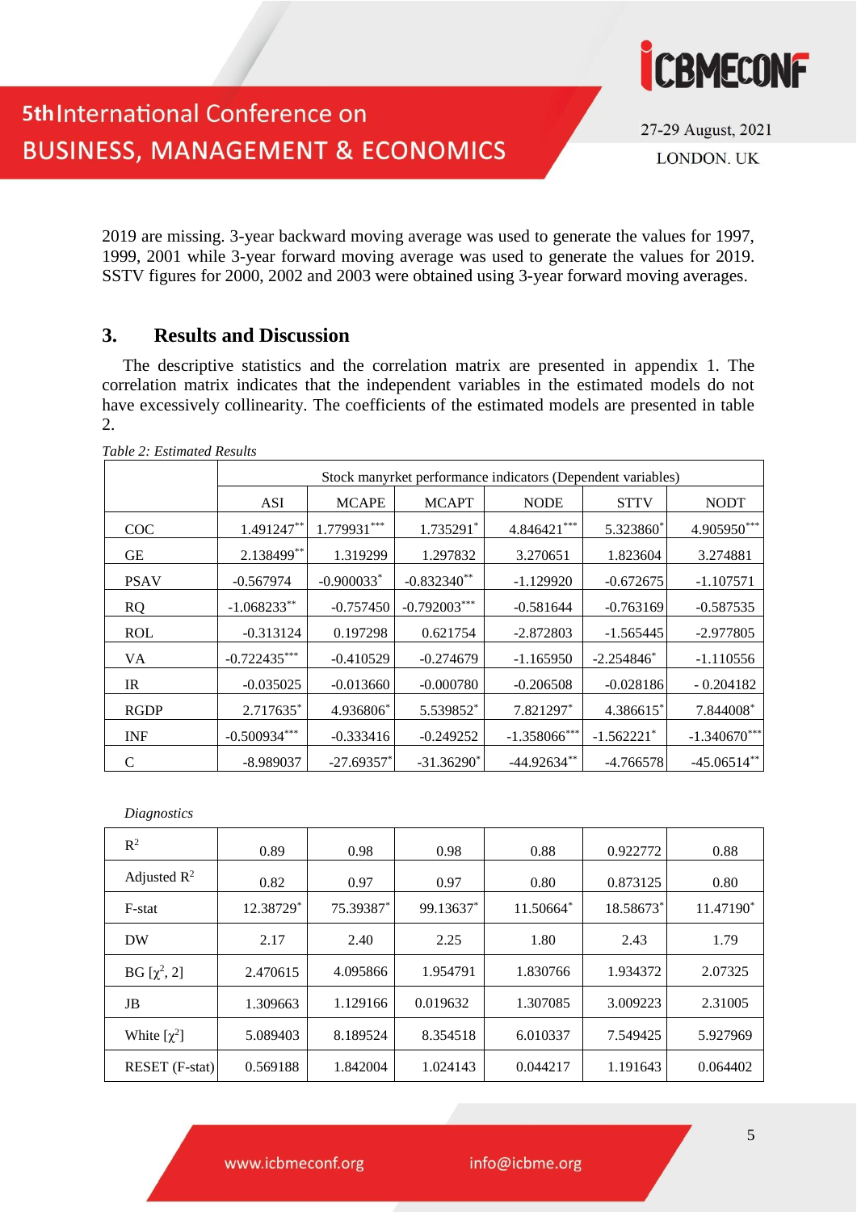2019 are missing. 3-year backward moving average was used to generate the values for 1997, 1999, 2001 while 3-year forward moving average was used to generate the values for 2019. SSTV figures for 2000, 2002 and 2003 were obtained using 3-year forward moving averages.

## 3. Results and Discussion

The descriptive statistics and the correlation matrix are presented in appendix 1. The correlation matrix indicates that the independent variables in the estimated models do not have excessively collinearity. The coefficients of the estimated models are presented in table 2.

*Table 2: Estimated Results*

| | Stock manyrket performance indicators (Dependent variables) | | | | | |
|---|---|---|---|---|---|---|
| | ASI | MCAPE | MCAPT | NODE | STTV | NODT |
| COC | 1.491247** | 1.779931*** | 1.735291* | 4.846421*** | 5.323860* | 4.905950*** |
| GE | 2.138499** | 1.319299 | 1.297832 | 3.270651 | 1.823604 | 3.274881 |
| PSAV | -0.567974 | -0.900033* | -0.832340** | -1.129920 | -0.672675 | -1.107571 |
| RQ | -1.068233** | -0.757450 | -0.792003*** | -0.581644 | -0.763169 | -0.587535 |
| ROL | -0.313124 | 0.197298 | 0.621754 | -2.872803 | -1.565445 | -2.977805 |
| VA | -0.722435*** | -0.410529 | -0.274679 | -1.165950 | -2.254846* | -1.110556 |
| IR | -0.035025 | -0.013660 | -0.000780 | -0.206508 | -0.028186 | - 0.204182 |
| RGDP | 2.717635* | 4.936806* | 5.539852* | 7.821297* | 4.386615* | 7.844008* |
| INF | -0.500934*** | -0.333416 | -0.249252 | -1.358066*** | -1.562221* | -1.340670*** |
| C | -8.989037 | -27.69357* | -31.36290* | -44.92634** | -4.766578 | -45.06514** |

*Diagnostics*

| | | | | | | |
|---|---|---|---|---|---|---|
| $R^2$ | 0.89 | 0.98 | 0.98 | 0.88 | 0.922772 | 0.88 |
| Adjusted $R^2$ | 0.82 | 0.97 | 0.97 | 0.80 | 0.873125 | 0.80 |
| F-stat | 12.38729* | 75.39387* | 99.13637* | 11.50664* | 18.58673* | 11.47190* |
| DW | 2.17 | 2.40 | 2.25 | 1.80 | 2.43 | 1.79 |
| BG [$\chi^2$, 2] | 2.470615 | 4.095866 | 1.954791 | 1.830766 | 1.934372 | 2.07325 |
| JB | 1.309663 | 1.129166 | 0.019632 | 1.307085 | 3.009223 | 2.31005 |
| White [$\chi^2$] | 5.089403 | 8.189524 | 8.354518 | 6.010337 | 7.549425 | 5.927969 |
| RESET (F-stat) | 0.569188 | 1.842004 | 1.024143 | 0.044217 | 1.191643 | 0.064402 |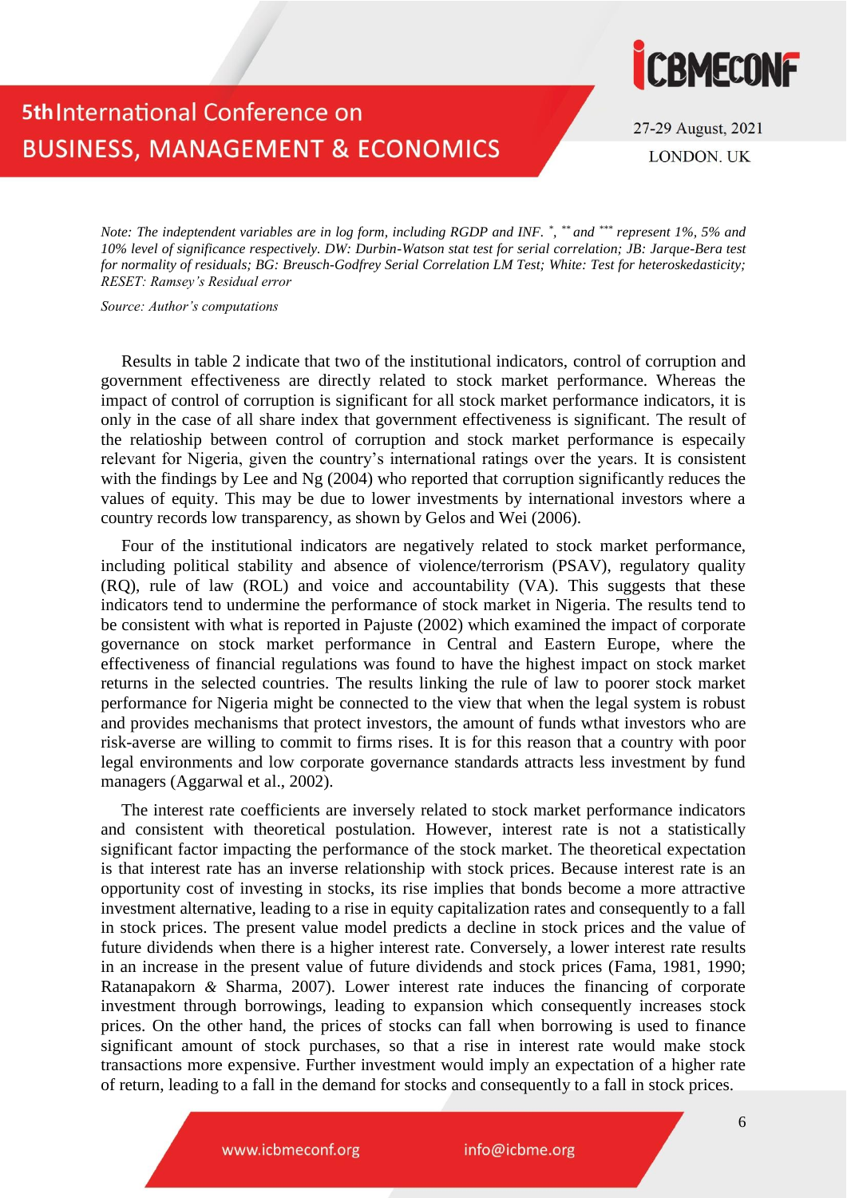*Note: The indeptendent variables are in log form, including RGDP and INF.* $^{*}$, $^{**}$ *and* $^{***}$ *represent 1%, 5% and 10% level of significance respectively. DW: Durbin-Watson stat test for serial correlation; JB: Jarque-Bera test for normality of residuals; BG: Breusch-Godfrey Serial Correlation LM Test; White: Test for heteroskedasticity; RESET: Ramsey's Residual error*

*Source: Author's computations*

Results in table 2 indicate that two of the institutional indicators, control of corruption and government effectiveness are directly related to stock market performance. Whereas the impact of control of corruption is significant for all stock market performance indicators, it is only in the case of all share index that government effectiveness is significant. The result of the relatioship between control of corruption and stock market performance is especaily relevant for Nigeria, given the country's international ratings over the years. It is consistent with the findings by Lee and Ng (2004) who reported that corruption significantly reduces the values of equity. This may be due to lower investments by international investors where a country records low transparency, as shown by Gelos and Wei (2006).

Four of the institutional indicators are negatively related to stock market performance, including political stability and absence of violence/terrorism (PSAV), regulatory quality (RQ), rule of law (ROL) and voice and accountability (VA). This suggests that these indicators tend to undermine the performance of stock market in Nigeria. The results tend to be consistent with what is reported in Pajuste (2002) which examined the impact of corporate governance on stock market performance in Central and Eastern Europe, where the effectiveness of financial regulations was found to have the highest impact on stock market returns in the selected countries. The results linking the rule of law to poorer stock market performance for Nigeria might be connected to the view that when the legal system is robust and provides mechanisms that protect investors, the amount of funds wthat investors who are risk-averse are willing to commit to firms rises. It is for this reason that a country with poor legal environments and low corporate governance standards attracts less investment by fund managers (Aggarwal et al., 2002).

The interest rate coefficients are inversely related to stock market performance indicators and consistent with theoretical postulation. However, interest rate is not a statistically significant factor impacting the performance of the stock market. The theoretical expectation is that interest rate has an inverse relationship with stock prices. Because interest rate is an opportunity cost of investing in stocks, its rise implies that bonds become a more attractive investment alternative, leading to a rise in equity capitalization rates and consequently to a fall in stock prices. The present value model predicts a decline in stock prices and the value of future dividends when there is a higher interest rate. Conversely, a lower interest rate results in an increase in the present value of future dividends and stock prices (Fama, 1981, 1990; Ratanapakorn & Sharma, 2007). Lower interest rate induces the financing of corporate investment through borrowings, leading to expansion which consequently increases stock prices. On the other hand, the prices of stocks can fall when borrowing is used to finance significant amount of stock purchases, so that a rise in interest rate would make stock transactions more expensive. Further investment would imply an expectation of a higher rate of return, leading to a fall in the demand for stocks and consequently to a fall in stock prices.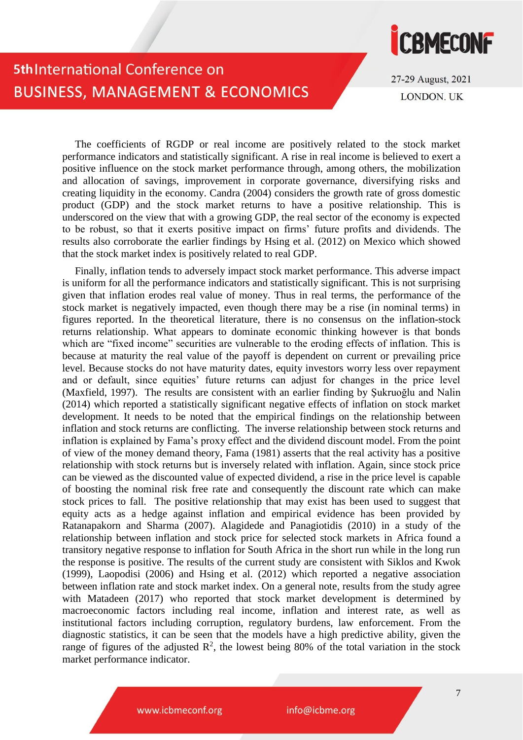The coefficients of RGDP or real income are positively related to the stock market performance indicators and statistically significant. A rise in real income is believed to exert a positive influence on the stock market performance through, among others, the mobilization and allocation of savings, improvement in corporate governance, diversifying risks and creating liquidity in the economy. Candra (2004) considers the growth rate of gross domestic product (GDP) and the stock market returns to have a positive relationship. This is underscored on the view that with a growing GDP, the real sector of the economy is expected to be robust, so that it exerts positive impact on firms' future profits and dividends. The results also corroborate the earlier findings by Hsing et al. (2012) on Mexico which showed that the stock market index is positively related to real GDP.

Finally, inflation tends to adversely impact stock market performance. This adverse impact is uniform for all the performance indicators and statistically significant. This is not surprising given that inflation erodes real value of money. Thus in real terms, the performance of the stock market is negatively impacted, even though there may be a rise (in nominal terms) in figures reported. In the theoretical literature, there is no consensus on the inflation-stock returns relationship. What appears to dominate economic thinking however is that bonds which are "fixed income" securities are vulnerable to the eroding effects of inflation. This is because at maturity the real value of the payoff is dependent on current or prevailing price level. Because stocks do not have maturity dates, equity investors worry less over repayment and or default, since equities' future returns can adjust for changes in the price level (Maxfield, 1997). The results are consistent with an earlier finding by Şukruoğlu and Nalin (2014) which reported a statistically significant negative effects of inflation on stock market development. It needs to be noted that the empirical findings on the relationship between inflation and stock returns are conflicting. The inverse relationship between stock returns and inflation is explained by Fama's proxy effect and the dividend discount model. From the point of view of the money demand theory, Fama (1981) asserts that the real activity has a positive relationship with stock returns but is inversely related with inflation. Again, since stock price can be viewed as the discounted value of expected dividend, a rise in the price level is capable of boosting the nominal risk free rate and consequently the discount rate which can make stock prices to fall. The positive relationship that may exist has been used to suggest that equity acts as a hedge against inflation and empirical evidence has been provided by Ratanapakorn and Sharma (2007). Alagidede and Panagiotidis (2010) in a study of the relationship between inflation and stock price for selected stock markets in Africa found a transitory negative response to inflation for South Africa in the short run while in the long run the response is positive. The results of the current study are consistent with Siklos and Kwok (1999), Laopodisi (2006) and Hsing et al. (2012) which reported a negative association between inflation rate and stock market index. On a general note, results from the study agree with Matadeen (2017) who reported that stock market development is determined by macroeconomic factors including real income, inflation and interest rate, as well as institutional factors including corruption, regulatory burdens, law enforcement. From the diagnostic statistics, it can be seen that the models have a high predictive ability, given the range of figures of the adjusted $R^2$, the lowest being 80% of the total variation in the stock market performance indicator.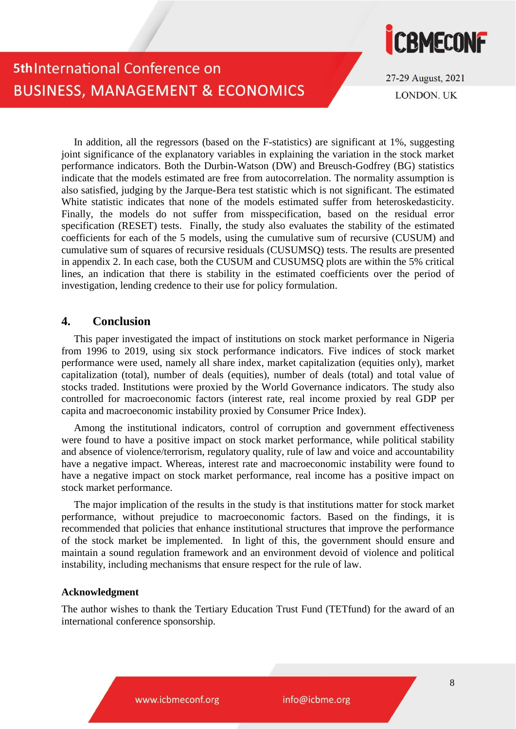In addition, all the regressors (based on the F-statistics) are significant at 1%, suggesting joint significance of the explanatory variables in explaining the variation in the stock market performance indicators. Both the Durbin-Watson (DW) and Breusch-Godfrey (BG) statistics indicate that the models estimated are free from autocorrelation. The normality assumption is also satisfied, judging by the Jarque-Bera test statistic which is not significant. The estimated White statistic indicates that none of the models estimated suffer from heteroskedasticity. Finally, the models do not suffer from misspecification, based on the residual error specification (RESET) tests. Finally, the study also evaluates the stability of the estimated coefficients for each of the 5 models, using the cumulative sum of recursive (CUSUM) and cumulative sum of squares of recursive residuals (CUSUMSQ) tests. The results are presented in appendix 2. In each case, both the CUSUM and CUSUMSQ plots are within the 5% critical lines, an indication that there is stability in the estimated coefficients over the period of investigation, lending credence to their use for policy formulation.

## 4. Conclusion

This paper investigated the impact of institutions on stock market performance in Nigeria from 1996 to 2019, using six stock performance indicators. Five indices of stock market performance were used, namely all share index, market capitalization (equities only), market capitalization (total), number of deals (equities), number of deals (total) and total value of stocks traded. Institutions were proxied by the World Governance indicators. The study also controlled for macroeconomic factors (interest rate, real income proxied by real GDP per capita and macroeconomic instability proxied by Consumer Price Index).

Among the institutional indicators, control of corruption and government effectiveness were found to have a positive impact on stock market performance, while political stability and absence of violence/terrorism, regulatory quality, rule of law and voice and accountability have a negative impact. Whereas, interest rate and macroeconomic instability were found to have a negative impact on stock market performance, real income has a positive impact on stock market performance.

The major implication of the results in the study is that institutions matter for stock market performance, without prejudice to macroeconomic factors. Based on the findings, it is recommended that policies that enhance institutional structures that improve the performance of the stock market be implemented. In light of this, the government should ensure and maintain a sound regulation framework and an environment devoid of violence and political instability, including mechanisms that ensure respect for the rule of law.

### Acknowledgment

The author wishes to thank the Tertiary Education Trust Fund (TETfund) for the award of an international conference sponsorship.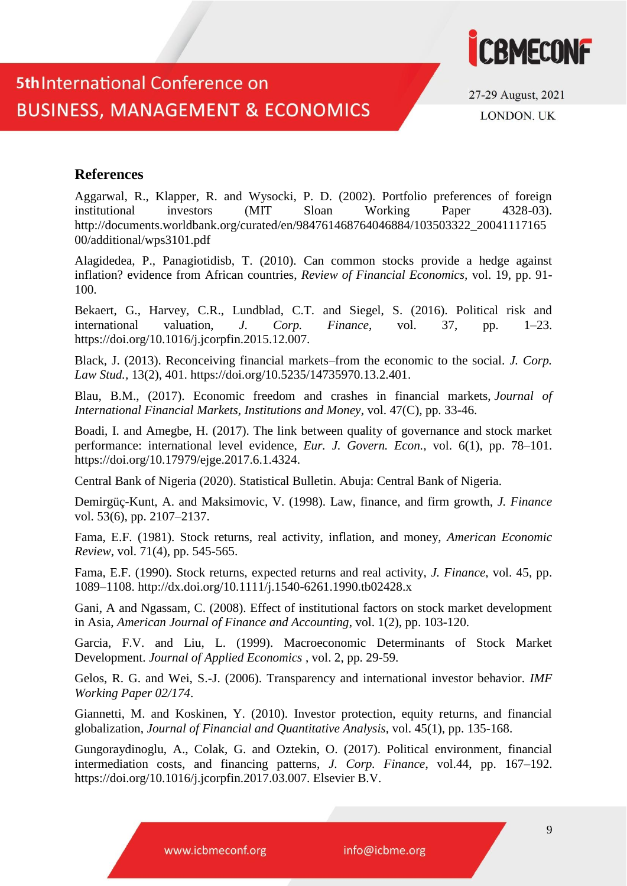## References

Aggarwal, R., Klapper, R. and Wysocki, P. D. (2002). Portfolio preferences of foreign institutional investors (MIT Sloan Working Paper 4328-03). http://documents.worldbank.org/curated/en/984761468764046884/103503322_2004111716500/additional/wps3101.pdf

Alagidedea, P., Panagiotidisb, T. (2010). Can common stocks provide a hedge against inflation? evidence from African countries, *Review of Financial Economics*, vol. 19, pp. 91-100.

Bekaert, G., Harvey, C.R., Lundblad, C.T. and Siegel, S. (2016). Political risk and international valuation, *J. Corp. Finance*, vol. 37, pp. 1–23. https://doi.org/10.1016/j.jcorpfin.2015.12.007.

Black, J. (2013). Reconceiving financial markets–from the economic to the social. *J. Corp. Law Stud.*, 13(2), 401. https://doi.org/10.5235/14735970.13.2.401.

Blau, B.M., (2017). Economic freedom and crashes in financial markets, *Journal of International Financial Markets, Institutions and Money*, vol. 47(C), pp. 33-46.

Boadi, I. and Amegbe, H. (2017). The link between quality of governance and stock market performance: international level evidence, *Eur. J. Govern. Econ.*, vol. 6(1), pp. 78–101. https://doi.org/10.17979/ejge.2017.6.1.4324.

Central Bank of Nigeria (2020). Statistical Bulletin. Abuja: Central Bank of Nigeria.

Demirgüç-Kunt, A. and Maksimovic, V. (1998). Law, finance, and firm growth, *J. Finance* vol. 53(6), pp. 2107–2137.

Fama, E.F. (1981). Stock returns, real activity, inflation, and money, *American Economic Review*, vol. 71(4), pp. 545-565.

Fama, E.F. (1990). Stock returns, expected returns and real activity, *J. Finance*, vol. 45, pp. 1089–1108. http://dx.doi.org/10.1111/j.1540-6261.1990.tb02428.x

Gani, A and Ngassam, C. (2008). Effect of institutional factors on stock market development in Asia, *American Journal of Finance and Accounting*, vol. 1(2), pp. 103-120.

Garcia, F.V. and Liu, L. (1999). Macroeconomic Determinants of Stock Market Development. *Journal of Applied Economics* , vol. 2, pp. 29-59.

Gelos, R. G. and Wei, S.-J. (2006). Transparency and international investor behavior. *IMF Working Paper 02/174*.

Giannetti, M. and Koskinen, Y. (2010). Investor protection, equity returns, and financial globalization, *Journal of Financial and Quantitative Analysis*, vol. 45(1), pp. 135-168.

Gungoraydinoglu, A., Colak, G. and Oztekin, O. (2017). Political environment, financial intermediation costs, and financing patterns, *J. Corp. Finance*, vol.44, pp. 167–192. https://doi.org/10.1016/j.jcorpfin.2017.03.007. Elsevier B.V.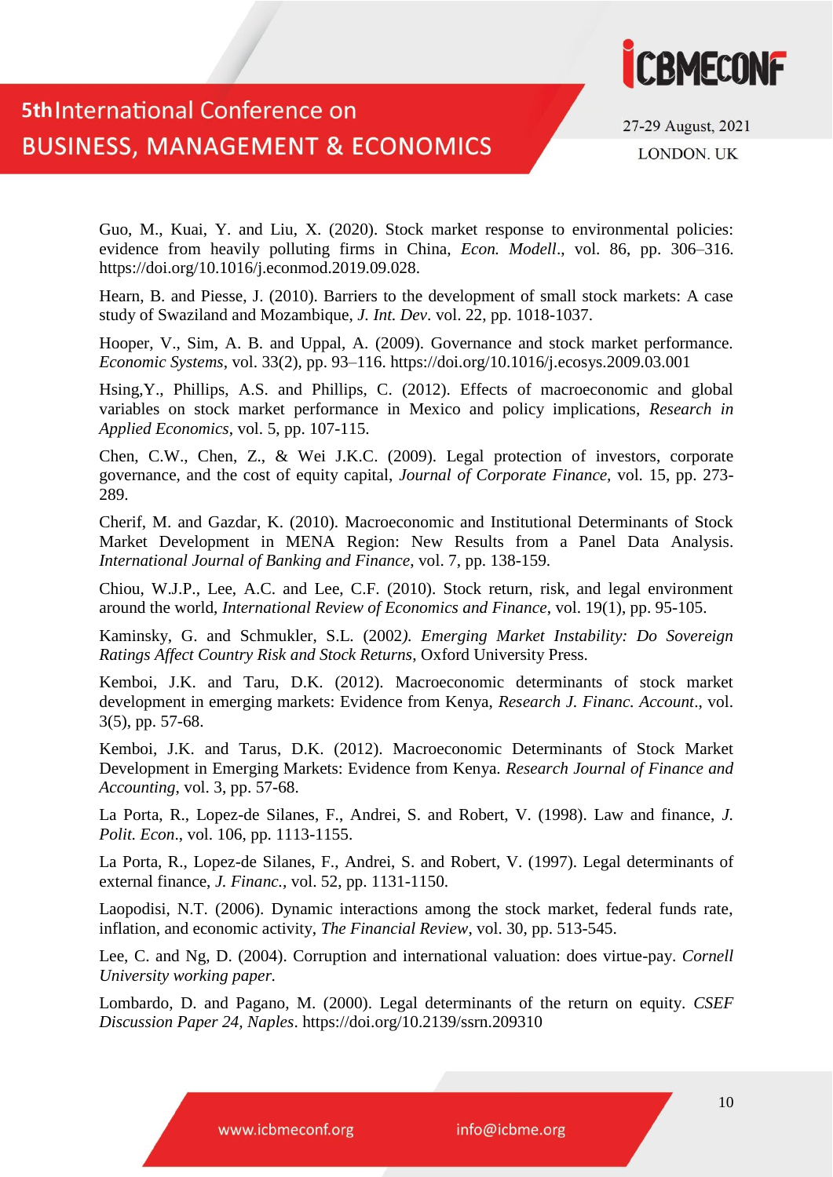Guo, M., Kuai, Y. and Liu, X. (2020). Stock market response to environmental policies: evidence from heavily polluting firms in China, *Econ. Modell*., vol. 86, pp. 306–316. https://doi.org/10.1016/j.econmod.2019.09.028.

Hearn, B. and Piesse, J. (2010). Barriers to the development of small stock markets: A case study of Swaziland and Mozambique, *J. Int. Dev*. vol. 22, pp. 1018-1037.

Hooper, V., Sim, A. B. and Uppal, A. (2009). Governance and stock market performance. *Economic Systems*, vol. 33(2), pp. 93–116. https://doi.org/10.1016/j.ecosys.2009.03.001

Hsing,Y., Phillips, A.S. and Phillips, C. (2012). Effects of macroeconomic and global variables on stock market performance in Mexico and policy implications, *Research in Applied Economics*, vol. 5, pp. 107-115.

Chen, C.W., Chen, Z., & Wei J.K.C. (2009). Legal protection of investors, corporate governance, and the cost of equity capital, *Journal of Corporate Finance*, vol. 15, pp. 273-289.

Cherif, M. and Gazdar, K. (2010). Macroeconomic and Institutional Determinants of Stock Market Development in MENA Region: New Results from a Panel Data Analysis. *International Journal of Banking and Finance*, vol. 7, pp. 138-159.

Chiou, W.J.P., Lee, A.C. and Lee, C.F. (2010). Stock return, risk, and legal environment around the world, *International Review of Economics and Finance*, vol. 19(1), pp. 95-105.

Kaminsky, G. and Schmukler, S.L. (2002*). Emerging Market Instability: Do Sovereign Ratings Affect Country Risk and Stock Returns*, Oxford University Press.

Kemboi, J.K. and Taru, D.K. (2012). Macroeconomic determinants of stock market development in emerging markets: Evidence from Kenya, *Research J. Financ. Account*., vol. 3(5), pp. 57-68.

Kemboi, J.K. and Tarus, D.K. (2012). Macroeconomic Determinants of Stock Market Development in Emerging Markets: Evidence from Kenya. *Research Journal of Finance and Accounting*, vol. 3, pp. 57-68.

La Porta, R., Lopez-de Silanes, F., Andrei, S. and Robert, V. (1998). Law and finance, *J. Polit. Econ*., vol. 106, pp. 1113-1155.

La Porta, R., Lopez-de Silanes, F., Andrei, S. and Robert, V. (1997). Legal determinants of external finance, *J. Financ.*, vol. 52, pp. 1131-1150.

Laopodisi, N.T. (2006). Dynamic interactions among the stock market, federal funds rate, inflation, and economic activity, *The Financial Review*, vol. 30, pp. 513-545.

Lee, C. and Ng, D. (2004). Corruption and international valuation: does virtue-pay. *Cornell University working paper.*

Lombardo, D. and Pagano, M. (2000). Legal determinants of the return on equity. *CSEF Discussion Paper 24, Naples*. https://doi.org/10.2139/ssrn.209310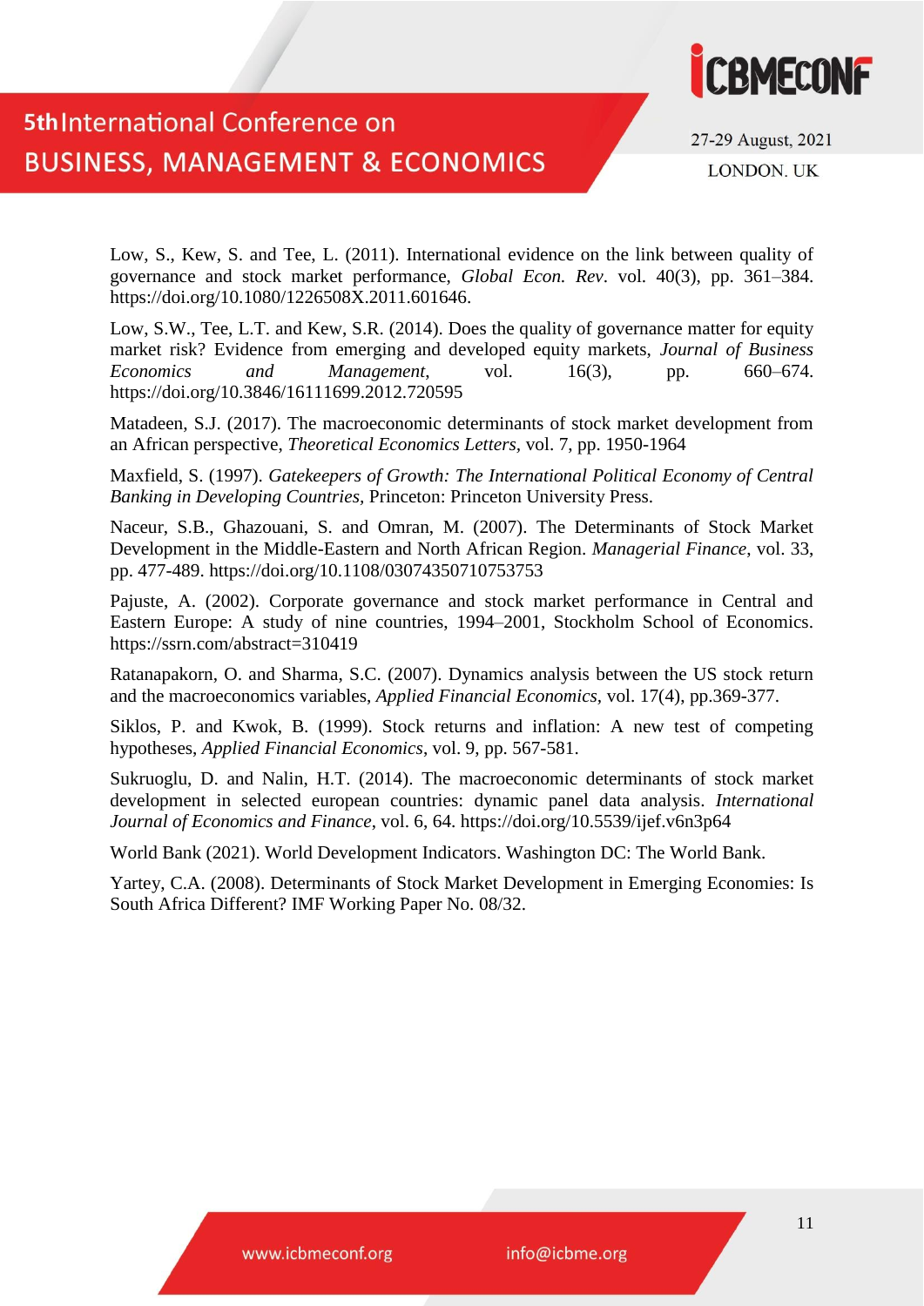Low, S., Kew, S. and Tee, L. (2011). International evidence on the link between quality of governance and stock market performance, *Global Econ. Rev*. vol. 40(3), pp. 361–384. https://doi.org/10.1080/1226508X.2011.601646.

Low, S.W., Tee, L.T. and Kew, S.R. (2014). Does the quality of governance matter for equity market risk? Evidence from emerging and developed equity markets, *Journal of Business Economics and Management*, vol. 16(3), pp. 660–674. https://doi.org/10.3846/16111699.2012.720595

Matadeen, S.J. (2017). The macroeconomic determinants of stock market development from an African perspective, *Theoretical Economics Letters*, vol. 7, pp. 1950-1964

Maxfield, S. (1997). *Gatekeepers of Growth: The International Political Economy of Central Banking in Developing Countries*, Princeton: Princeton University Press.

Naceur, S.B., Ghazouani, S. and Omran, M. (2007). The Determinants of Stock Market Development in the Middle-Eastern and North African Region. *Managerial Finance*, vol. 33, pp. 477-489. https://doi.org/10.1108/03074350710753753

Pajuste, A. (2002). Corporate governance and stock market performance in Central and Eastern Europe: A study of nine countries, 1994–2001, Stockholm School of Economics. https://ssrn.com/abstract=310419

Ratanapakorn, O. and Sharma, S.C. (2007). Dynamics analysis between the US stock return and the macroeconomics variables, *Applied Financial Economics*, vol. 17(4), pp.369-377.

Siklos, P. and Kwok, B. (1999). Stock returns and inflation: A new test of competing hypotheses, *Applied Financial Economics*, vol. 9, pp. 567-581.

Sukruoglu, D. and Nalin, H.T. (2014). The macroeconomic determinants of stock market development in selected european countries: dynamic panel data analysis. *International Journal of Economics and Finance*, vol. 6, 64. https://doi.org/10.5539/ijef.v6n3p64

World Bank (2021). World Development Indicators. Washington DC: The World Bank.

Yartey, C.A. (2008). Determinants of Stock Market Development in Emerging Economies: Is South Africa Different? IMF Working Paper No. 08/32.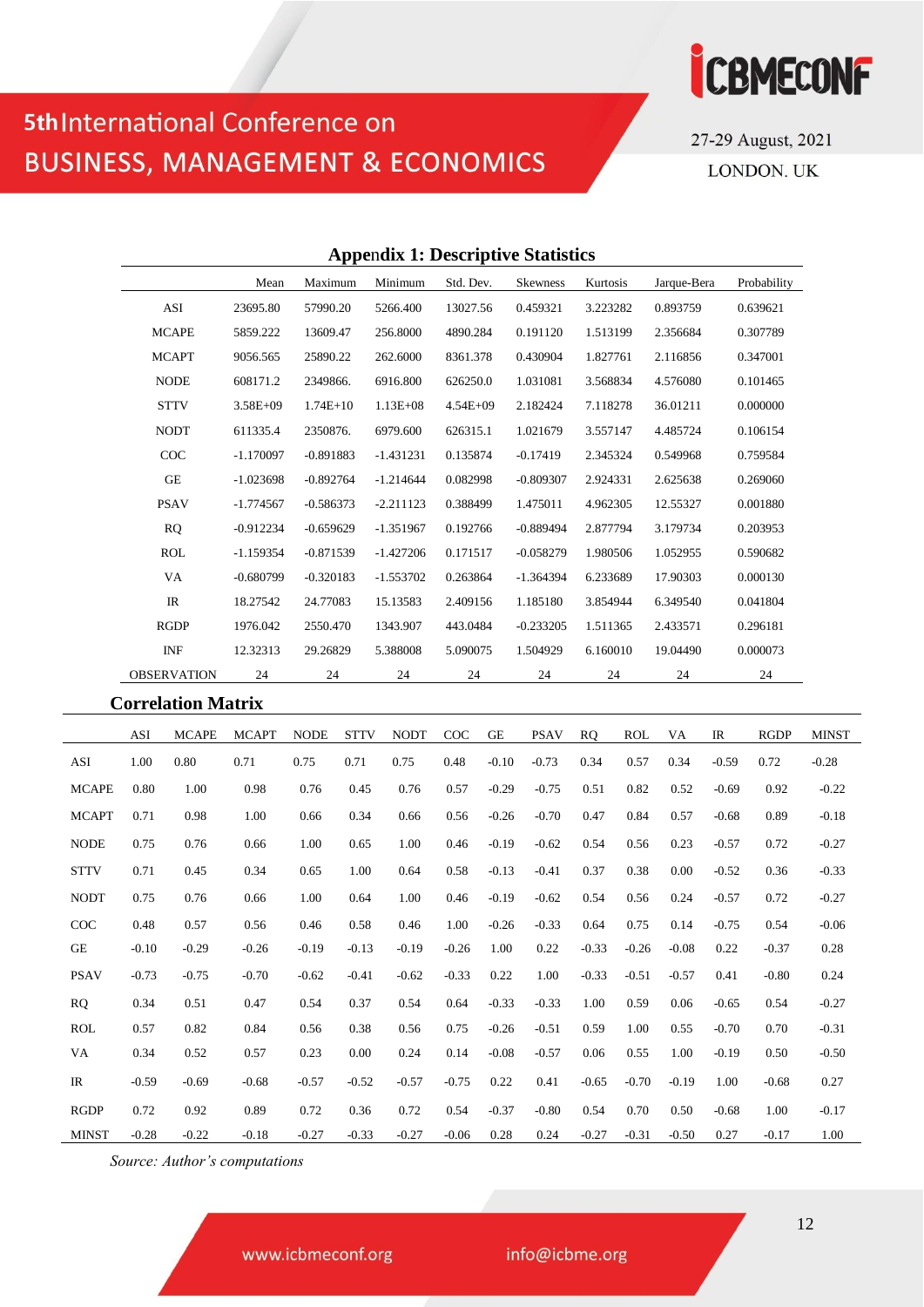## Appendix 1: Descriptive Statistics

| | Mean | Maximum | Minimum | Std. Dev. | Skewness | Kurtosis | Jarque-Bera | Probability |
|---|---|---|---|---|---|---|---|---|
| ASI | 23695.80 | 57990.20 | 5266.400 | 13027.56 | 0.459321 | 3.223282 | 0.893759 | 0.639621 |
| MCAPE | 5859.222 | 13609.47 | 256.8000 | 4890.284 | 0.191120 | 1.513199 | 2.356684 | 0.307789 |
| MCAPT | 9056.565 | 25890.22 | 262.6000 | 8361.378 | 0.430904 | 1.827761 | 2.116856 | 0.347001 |
| NODE | 608171.2 | 2349866. | 6916.800 | 626250.0 | 1.031081 | 3.568834 | 4.576080 | 0.101465 |
| STTV | 3.58E+09 | 1.74E+10 | 1.13E+08 | 4.54E+09 | 2.182424 | 7.118278 | 36.01211 | 0.000000 |
| NODT | 611335.4 | 2350876. | 6979.600 | 626315.1 | 1.021679 | 3.557147 | 4.485724 | 0.106154 |
| COC | -1.170097 | -0.891883 | -1.431231 | 0.135874 | -0.17419 | 2.345324 | 0.549968 | 0.759584 |
| GE | -1.023698 | -0.892764 | -1.214644 | 0.082998 | -0.809307 | 2.924331 | 2.625638 | 0.269060 |
| PSAV | -1.774567 | -0.586373 | -2.211123 | 0.388499 | 1.475011 | 4.962305 | 12.55327 | 0.001880 |
| RQ | -0.912234 | -0.659629 | -1.351967 | 0.192766 | -0.889494 | 2.877794 | 3.179734 | 0.203953 |
| ROL | -1.159354 | -0.871539 | -1.427206 | 0.171517 | -0.058279 | 1.980506 | 1.052955 | 0.590682 |
| VA | -0.680799 | -0.320183 | -1.553702 | 0.263864 | -1.364394 | 6.233689 | 17.90303 | 0.000130 |
| IR | 18.27542 | 24.77083 | 15.13583 | 2.409156 | 1.185180 | 3.854944 | 6.349540 | 0.041804 |
| RGDP | 1976.042 | 2550.470 | 1343.907 | 443.0484 | -0.233205 | 1.511365 | 2.433571 | 0.296181 |
| INF | 12.32313 | 29.26829 | 5.388008 | 5.090075 | 1.504929 | 6.160010 | 19.04490 | 0.000073 |
| OBSERVATION | 24 | 24 | 24 | 24 | 24 | 24 | 24 | 24 |

## Correlation Matrix

| | ASI | MCAPE | MCAPT | NODE | STTV | NODT | COC | GE | PSAV | RQ | ROL | VA | IR | RGDP | MINST |
|---|---|---|---|---|---|---|---|---|---|---|---|---|---|---|---|
| ASI | 1.00 | 0.80 | 0.71 | 0.75 | 0.71 | 0.75 | 0.48 | -0.10 | -0.73 | 0.34 | 0.57 | 0.34 | -0.59 | 0.72 | -0.28 |
| MCAPE | 0.80 | 1.00 | 0.98 | 0.76 | 0.45 | 0.76 | 0.57 | -0.29 | -0.75 | 0.51 | 0.82 | 0.52 | -0.69 | 0.92 | -0.22 |
| MCAPT | 0.71 | 0.98 | 1.00 | 0.66 | 0.34 | 0.66 | 0.56 | -0.26 | -0.70 | 0.47 | 0.84 | 0.57 | -0.68 | 0.89 | -0.18 |
| NODE | 0.75 | 0.76 | 0.66 | 1.00 | 0.65 | 1.00 | 0.46 | -0.19 | -0.62 | 0.54 | 0.56 | 0.23 | -0.57 | 0.72 | -0.27 |
| STTV | 0.71 | 0.45 | 0.34 | 0.65 | 1.00 | 0.64 | 0.58 | -0.13 | -0.41 | 0.37 | 0.38 | 0.00 | -0.52 | 0.36 | -0.33 |
| NODT | 0.75 | 0.76 | 0.66 | 1.00 | 0.64 | 1.00 | 0.46 | -0.19 | -0.62 | 0.54 | 0.56 | 0.24 | -0.57 | 0.72 | -0.27 |
| COC | 0.48 | 0.57 | 0.56 | 0.46 | 0.58 | 0.46 | 1.00 | -0.26 | -0.33 | 0.64 | 0.75 | 0.14 | -0.75 | 0.54 | -0.06 |
| GE | -0.10 | -0.29 | -0.26 | -0.19 | -0.13 | -0.19 | -0.26 | 1.00 | 0.22 | -0.33 | -0.26 | -0.08 | 0.22 | -0.37 | 0.28 |
| PSAV | -0.73 | -0.75 | -0.70 | -0.62 | -0.41 | -0.62 | -0.33 | 0.22 | 1.00 | -0.33 | -0.51 | -0.57 | 0.41 | -0.80 | 0.24 |
| RQ | 0.34 | 0.51 | 0.47 | 0.54 | 0.37 | 0.54 | 0.64 | -0.33 | -0.33 | 1.00 | 0.59 | 0.06 | -0.65 | 0.54 | -0.27 |
| ROL | 0.57 | 0.82 | 0.84 | 0.56 | 0.38 | 0.56 | 0.75 | -0.26 | -0.51 | 0.59 | 1.00 | 0.55 | -0.70 | 0.70 | -0.31 |
| VA | 0.34 | 0.52 | 0.57 | 0.23 | 0.00 | 0.24 | 0.14 | -0.08 | -0.57 | 0.06 | 0.55 | 1.00 | -0.19 | 0.50 | -0.50 |
| IR | -0.59 | -0.69 | -0.68 | -0.57 | -0.52 | -0.57 | -0.75 | 0.22 | 0.41 | -0.65 | -0.70 | -0.19 | 1.00 | -0.68 | 0.27 |
| RGDP | 0.72 | 0.92 | 0.89 | 0.72 | 0.36 | 0.72 | 0.54 | -0.37 | -0.80 | 0.54 | 0.70 | 0.50 | -0.68 | 1.00 | -0.17 |
| MINST | -0.28 | -0.22 | -0.18 | -0.27 | -0.33 | -0.27 | -0.06 | 0.28 | 0.24 | -0.27 | -0.31 | -0.50 | 0.27 | -0.17 | 1.00 |

*Source: Author's computations*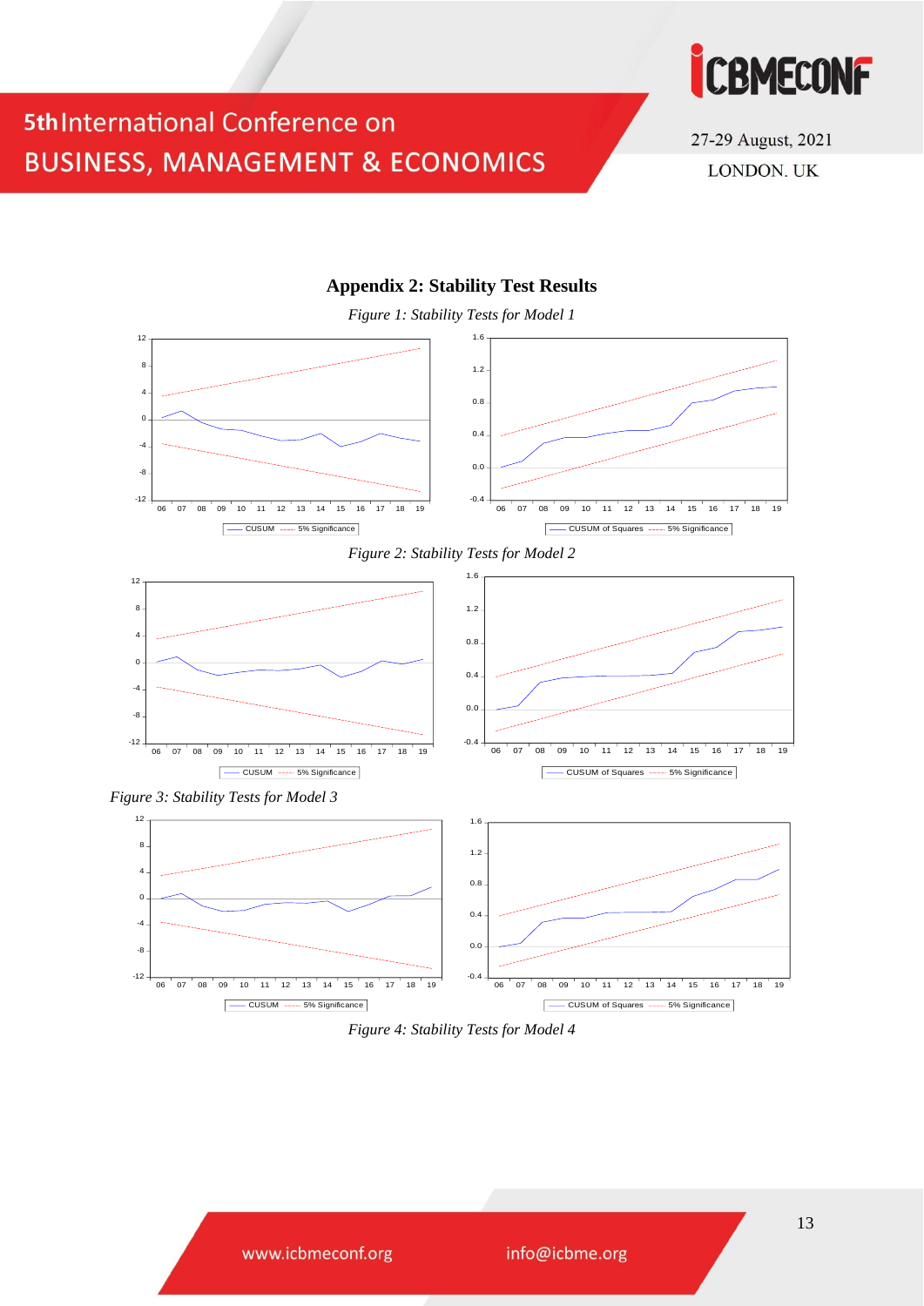## Appendix 2: Stability Test Results

*Figure 1: Stability Tests for Model 1*

*Figure 2: Stability Tests for Model 2*

*Figure 3: Stability Tests for Model 3*

*Figure 4: Stability Tests for Model 4*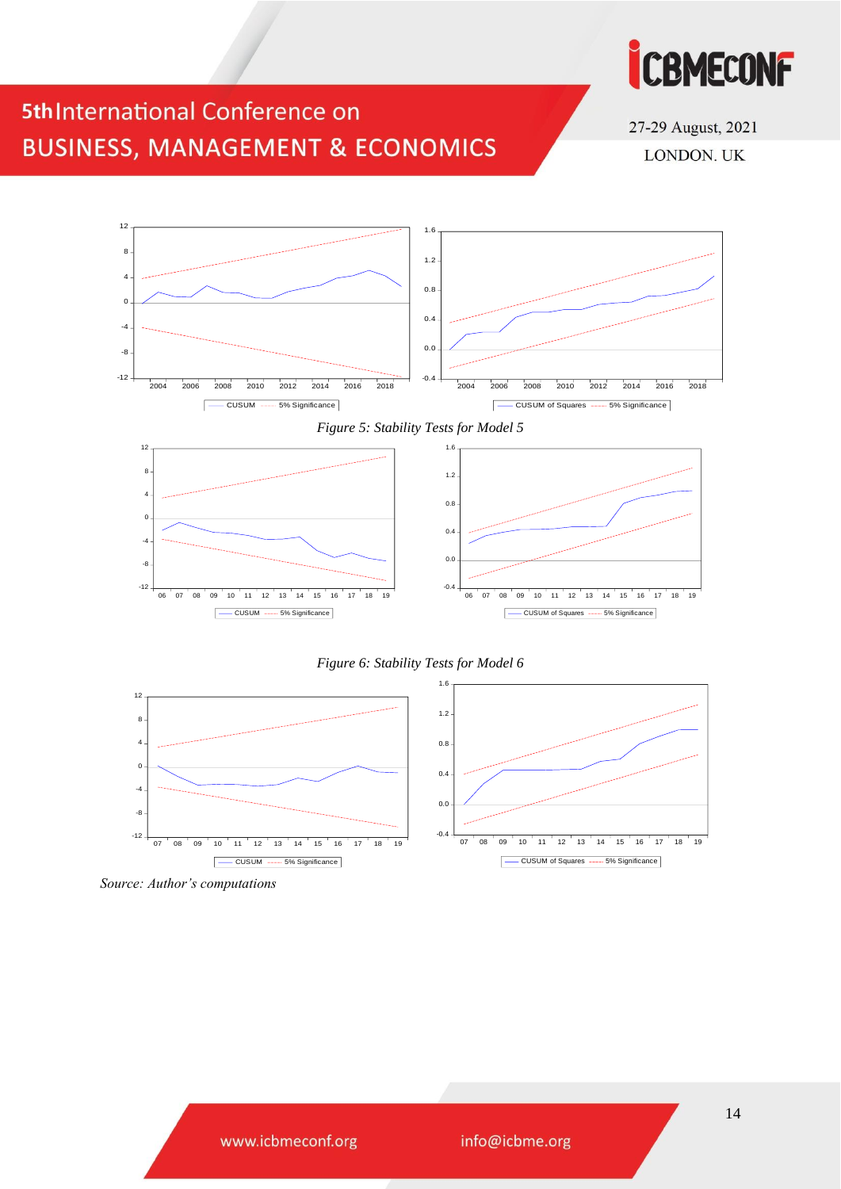12
8
4
0
-4
-8
-12
2004 2006 2008 2010 2012 2014 2016 2018

CUSUM ---- 5% Significance

1.6
1.2
0.8
0.4
0.0
-0.4
2004 2006 2008 2010 2012 2014 2016 2018

CUSUM of Squares ---- 5% Significance

*Figure 5: Stability Tests for Model 5*

12
8
4
0
-4
-8
-12
06 07 08 09 10 11 12 13 14 15 16 17 18 19

CUSUM ---- 5% Significance

1.6
1.2
0.8
0.4
0.0
-0.4
06 07 08 09 10 11 12 13 14 15 16 17 18 19

CUSUM of Squares ---- 5% Significance

*Figure 6: Stability Tests for Model 6*

12
8
4
0
-4
-8
-12
07 08 09 10 11 12 13 14 15 16 17 18 19

CUSUM ---- 5% Significance

1.6
1.2
0.8
0.4
0.0
-0.4
07 08 09 10 11 12 13 14 15 16 17 18 19

CUSUM of Squares ---- 5% Significance

*Source: Author's computations*